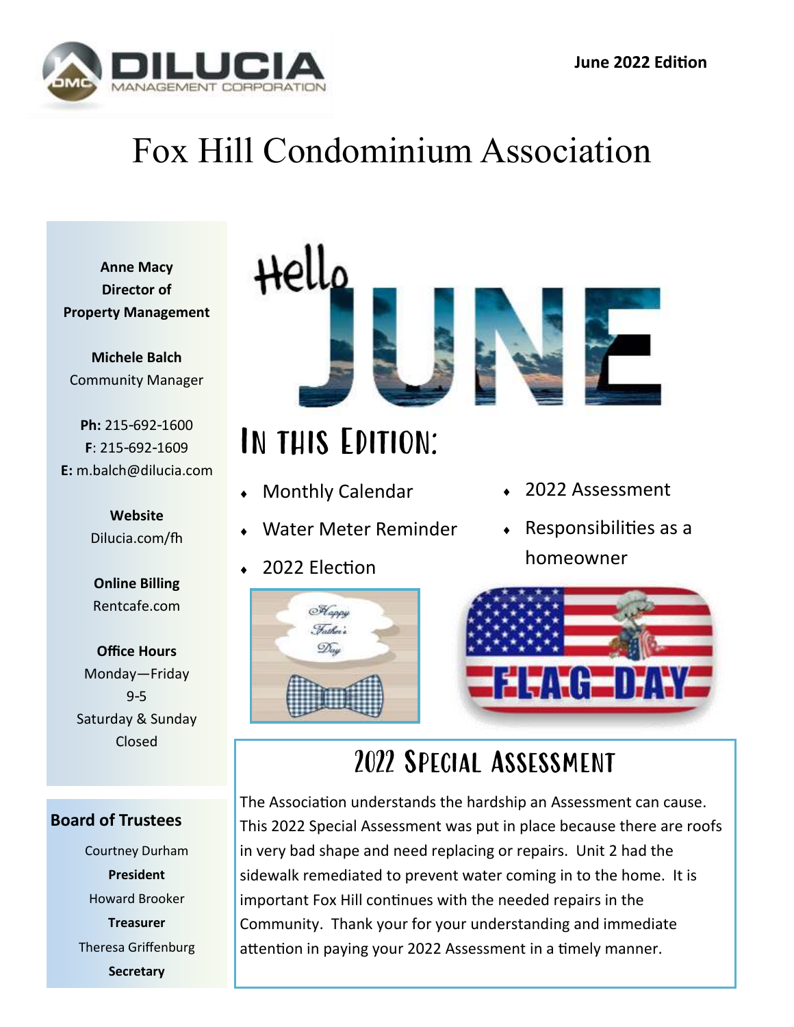DILUCIA MANAGEMENT CORPORATION

**June 2022 Edition**

# Fox Hill Condominium Association

**Anne Macy**
**Director of Property Management**

**Michele Balch**
Community Manager

**Ph:** 215-692-1600
**F**: 215-692-1609
**E:** m.balch@dilucia.com

**Website**
Dilucia.com/fh

**Online Billing**
Rentcafe.com

**Office Hours**
Monday—Friday
9-5
Saturday & Sunday
Closed

**Board of Trustees**

Courtney Durham
**President**

Howard Brooker
**Treasurer**

Theresa Griffenburg
**Secretary**

Hello JUNE

## In this Edition:

- Monthly Calendar
- Water Meter Reminder
- 2022 Election
- 2022 Assessment
- Responsibilities as a homeowner

Happy Father's Day

FLAG DAY

## 2022 Special Assessment

The Association understands the hardship an Assessment can cause. This 2022 Special Assessment was put in place because there are roofs in very bad shape and need replacing or repairs. Unit 2 had the sidewalk remediated to prevent water coming in to the home. It is important Fox Hill continues with the needed repairs in the Community. Thank your for your understanding and immediate attention in paying your 2022 Assessment in a timely manner.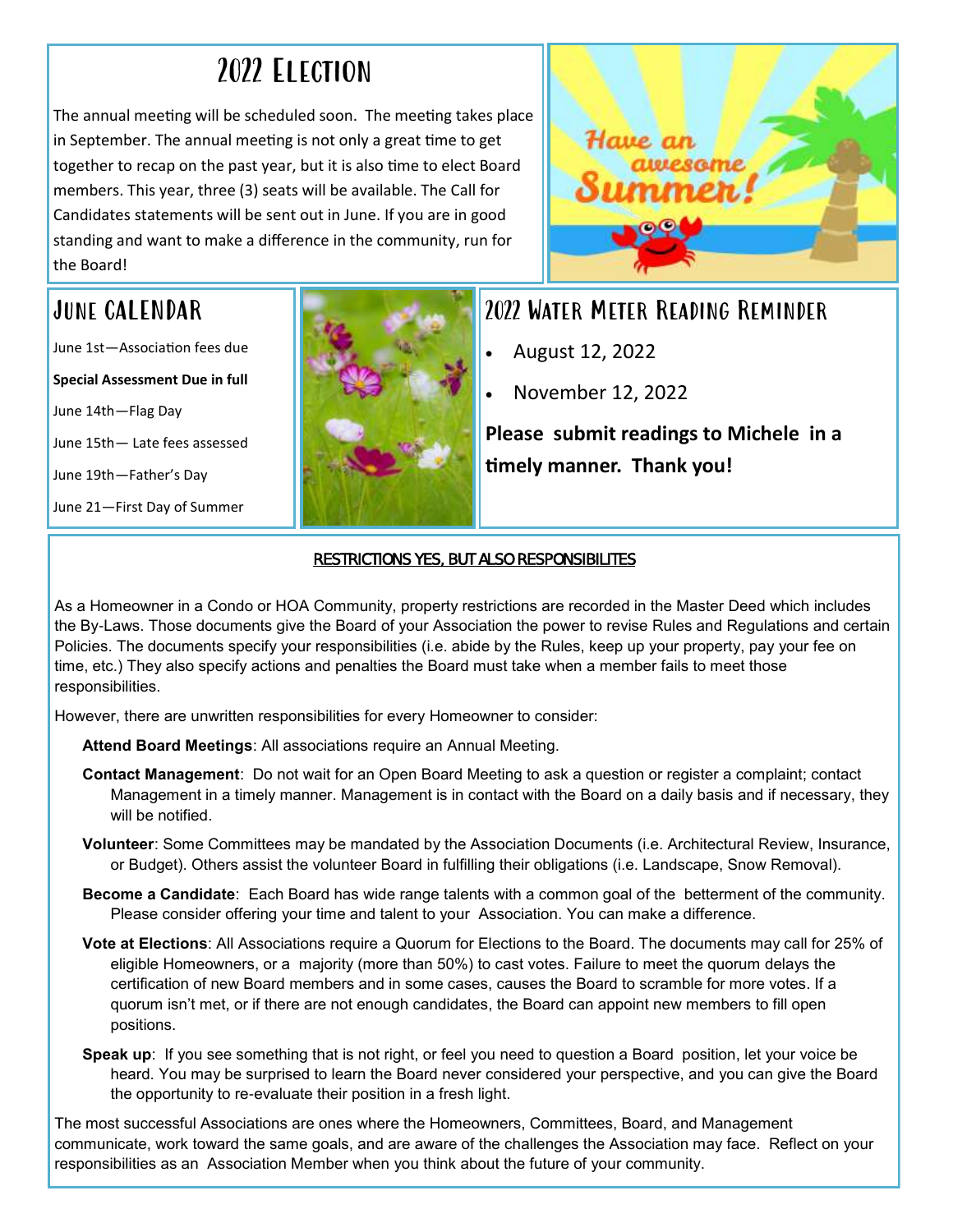## 2022 Election

The annual meeting will be scheduled soon. The meeting takes place in September. The annual meeting is not only a great time to get together to recap on the past year, but it is also time to elect Board members. This year, three (3) seats will be available. The Call for Candidates statements will be sent out in June. If you are in good standing and want to make a difference in the community, run for the Board!

## June Calendar

June 1st—Association fees due

**Special Assessment Due in full**

June 14th—Flag Day

June 15th— Late fees assessed

June 19th—Father's Day

June 21—First Day of Summer

## 2022 Water Meter Reading Reminder

- August 12, 2022
- November 12, 2022

**Please submit readings to Michele in a timely manner. Thank you!**

## RESTRICTIONS YES, BUT ALSO RESPONSIBILITES

As a Homeowner in a Condo or HOA Community, property restrictions are recorded in the Master Deed which includes the By-Laws. Those documents give the Board of your Association the power to revise Rules and Regulations and certain Policies. The documents specify your responsibilities (i.e. abide by the Rules, keep up your property, pay your fee on time, etc.) They also specify actions and penalties the Board must take when a member fails to meet those responsibilities.

However, there are unwritten responsibilities for every Homeowner to consider:

**Attend Board Meetings**: All associations require an Annual Meeting.

**Contact Management**: Do not wait for an Open Board Meeting to ask a question or register a complaint; contact Management in a timely manner. Management is in contact with the Board on a daily basis and if necessary, they will be notified.

**Volunteer**: Some Committees may be mandated by the Association Documents (i.e. Architectural Review, Insurance, or Budget). Others assist the volunteer Board in fulfilling their obligations (i.e. Landscape, Snow Removal).

**Become a Candidate**: Each Board has wide range talents with a common goal of the betterment of the community. Please consider offering your time and talent to your Association. You can make a difference.

**Vote at Elections**: All Associations require a Quorum for Elections to the Board. The documents may call for 25% of eligible Homeowners, or a majority (more than 50%) to cast votes. Failure to meet the quorum delays the certification of new Board members and in some cases, causes the Board to scramble for more votes. If a quorum isn't met, or if there are not enough candidates, the Board can appoint new members to fill open positions.

**Speak up**: If you see something that is not right, or feel you need to question a Board position, let your voice be heard. You may be surprised to learn the Board never considered your perspective, and you can give the Board the opportunity to re-evaluate their position in a fresh light.

The most successful Associations are ones where the Homeowners, Committees, Board, and Management communicate, work toward the same goals, and are aware of the challenges the Association may face. Reflect on your responsibilities as an Association Member when you think about the future of your community.